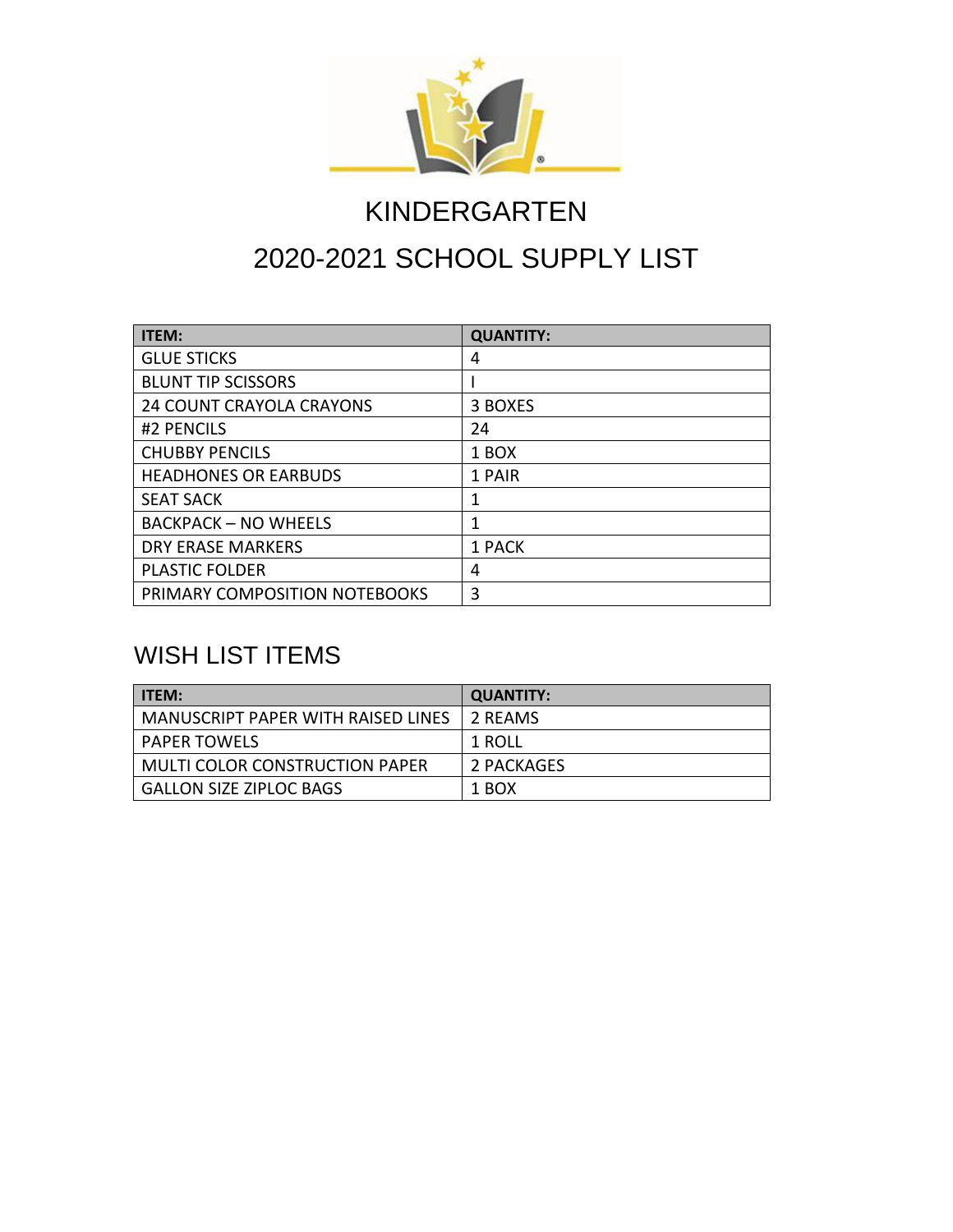# KINDERGARTEN

# 2020-2021 SCHOOL SUPPLY LIST

| ITEM: | QUANTITY: |
|---|---|
| GLUE STICKS | 4 |
| BLUNT TIP SCISSORS | I |
| 24 COUNT CRAYOLA CRAYONS | 3 BOXES |
| #2 PENCILS | 24 |
| CHUBBY PENCILS | 1 BOX |
| HEADHONES OR EARBUDS | 1 PAIR |
| SEAT SACK | 1 |
| BACKPACK – NO WHEELS | 1 |
| DRY ERASE MARKERS | 1 PACK |
| PLASTIC FOLDER | 4 |
| PRIMARY COMPOSITION NOTEBOOKS | 3 |

## WISH LIST ITEMS

| ITEM: | QUANTITY: |
|---|---|
| MANUSCRIPT PAPER WITH RAISED LINES | 2 REAMS |
| PAPER TOWELS | 1 ROLL |
| MULTI COLOR CONSTRUCTION PAPER | 2 PACKAGES |
| GALLON SIZE ZIPLOC BAGS | 1 BOX |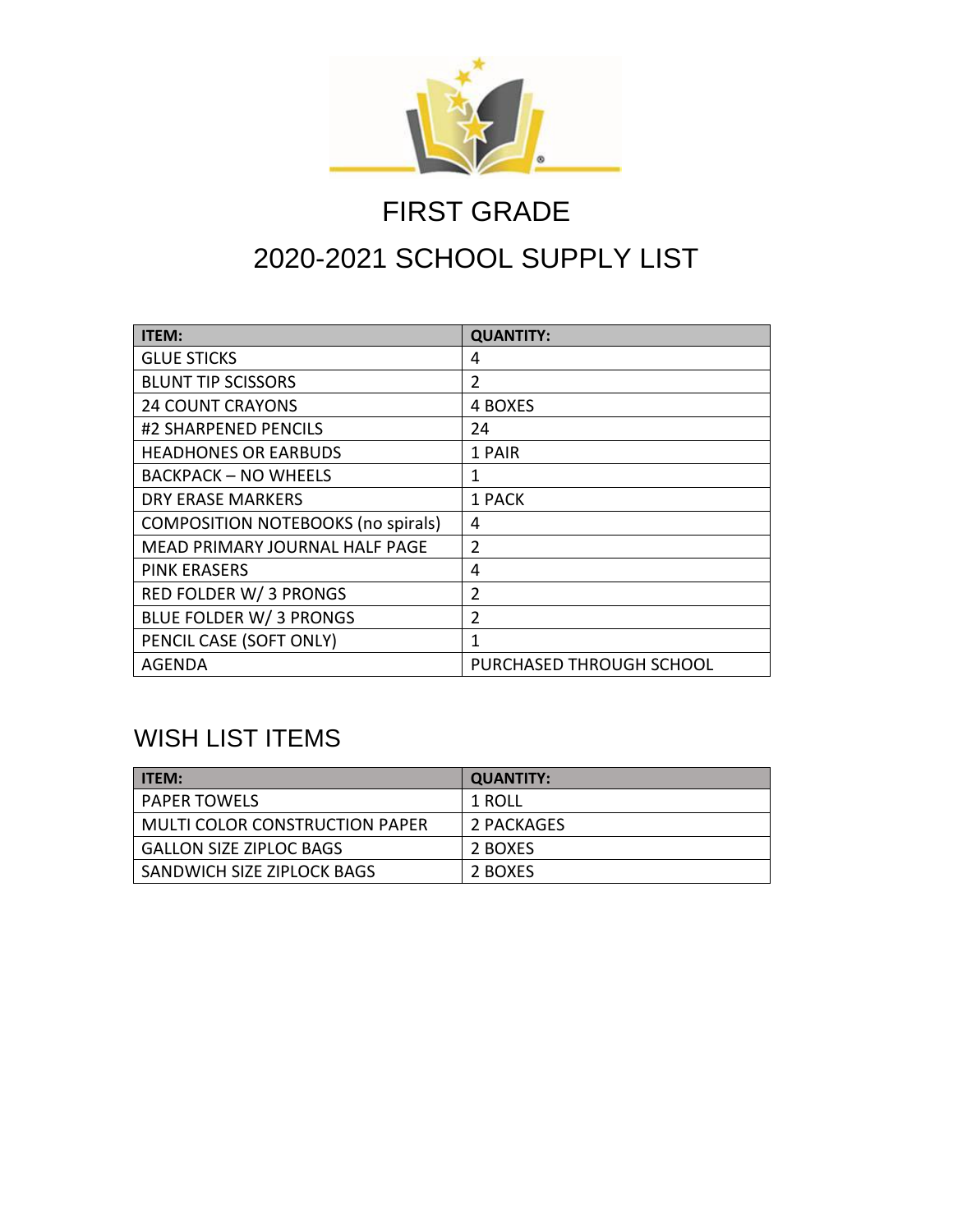# FIRST GRADE

# 2020-2021 SCHOOL SUPPLY LIST

| ITEM: | QUANTITY: |
| --- | --- |
| GLUE STICKS | 4 |
| BLUNT TIP SCISSORS | 2 |
| 24 COUNT CRAYONS | 4 BOXES |
| #2 SHARPENED PENCILS | 24 |
| HEADHONES OR EARBUDS | 1 PAIR |
| BACKPACK – NO WHEELS | 1 |
| DRY ERASE MARKERS | 1 PACK |
| COMPOSITION NOTEBOOKS (no spirals) | 4 |
| MEAD PRIMARY JOURNAL HALF PAGE | 2 |
| PINK ERASERS | 4 |
| RED FOLDER W/ 3 PRONGS | 2 |
| BLUE FOLDER W/ 3 PRONGS | 2 |
| PENCIL CASE (SOFT ONLY) | 1 |
| AGENDA | PURCHASED THROUGH SCHOOL |

## WISH LIST ITEMS

| ITEM: | QUANTITY: |
| --- | --- |
| PAPER TOWELS | 1 ROLL |
| MULTI COLOR CONSTRUCTION PAPER | 2 PACKAGES |
| GALLON SIZE ZIPLOC BAGS | 2 BOXES |
| SANDWICH SIZE ZIPLOCK BAGS | 2 BOXES |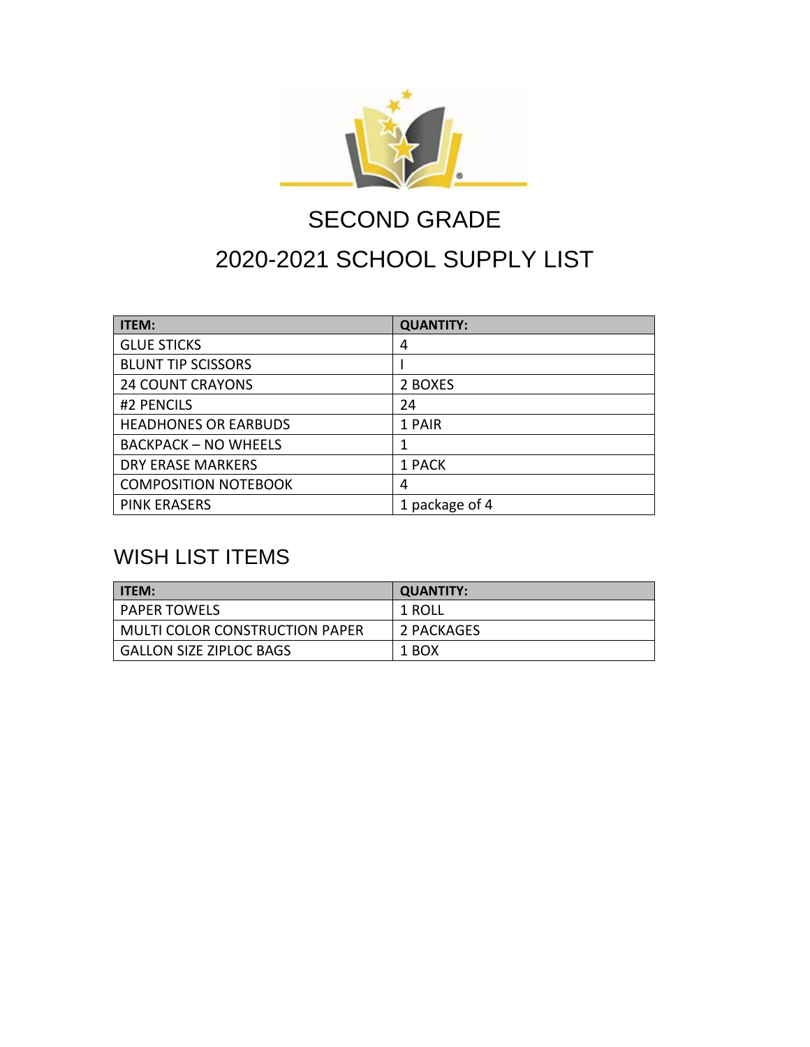# SECOND GRADE

# 2020-2021 SCHOOL SUPPLY LIST

| ITEM: | QUANTITY: |
|---|---|
| GLUE STICKS | 4 |
| BLUNT TIP SCISSORS | I |
| 24 COUNT CRAYONS | 2 BOXES |
| #2 PENCILS | 24 |
| HEADHONES OR EARBUDS | 1 PAIR |
| BACKPACK – NO WHEELS | 1 |
| DRY ERASE MARKERS | 1 PACK |
| COMPOSITION NOTEBOOK | 4 |
| PINK ERASERS | 1 package of 4 |

## WISH LIST ITEMS

| ITEM: | QUANTITY: |
|---|---|
| PAPER TOWELS | 1 ROLL |
| MULTI COLOR CONSTRUCTION PAPER | 2 PACKAGES |
| GALLON SIZE ZIPLOC BAGS | 1 BOX |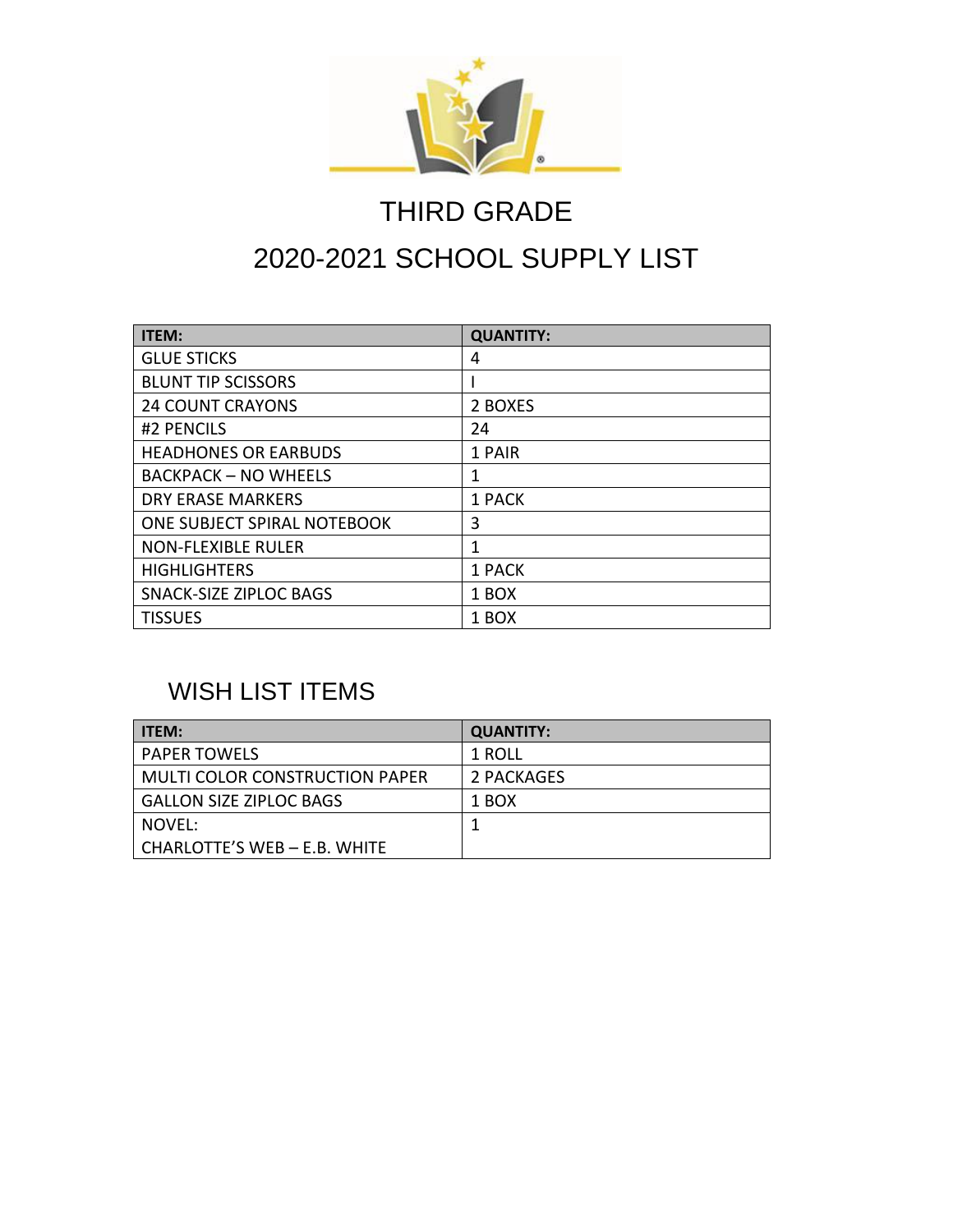# THIRD GRADE

# 2020-2021 SCHOOL SUPPLY LIST

| ITEM: | QUANTITY: |
|---|---|
| GLUE STICKS | 4 |
| BLUNT TIP SCISSORS | I |
| 24 COUNT CRAYONS | 2 BOXES |
| #2 PENCILS | 24 |
| HEADHONES OR EARBUDS | 1 PAIR |
| BACKPACK – NO WHEELS | 1 |
| DRY ERASE MARKERS | 1 PACK |
| ONE SUBJECT SPIRAL NOTEBOOK | 3 |
| NON-FLEXIBLE RULER | 1 |
| HIGHLIGHTERS | 1 PACK |
| SNACK-SIZE ZIPLOC BAGS | 1 BOX |
| TISSUES | 1 BOX |

## WISH LIST ITEMS

| ITEM: | QUANTITY: |
|---|---|
| PAPER TOWELS | 1 ROLL |
| MULTI COLOR CONSTRUCTION PAPER | 2 PACKAGES |
| GALLON SIZE ZIPLOC BAGS | 1 BOX |
| NOVEL: CHARLOTTE'S WEB – E.B. WHITE | 1 |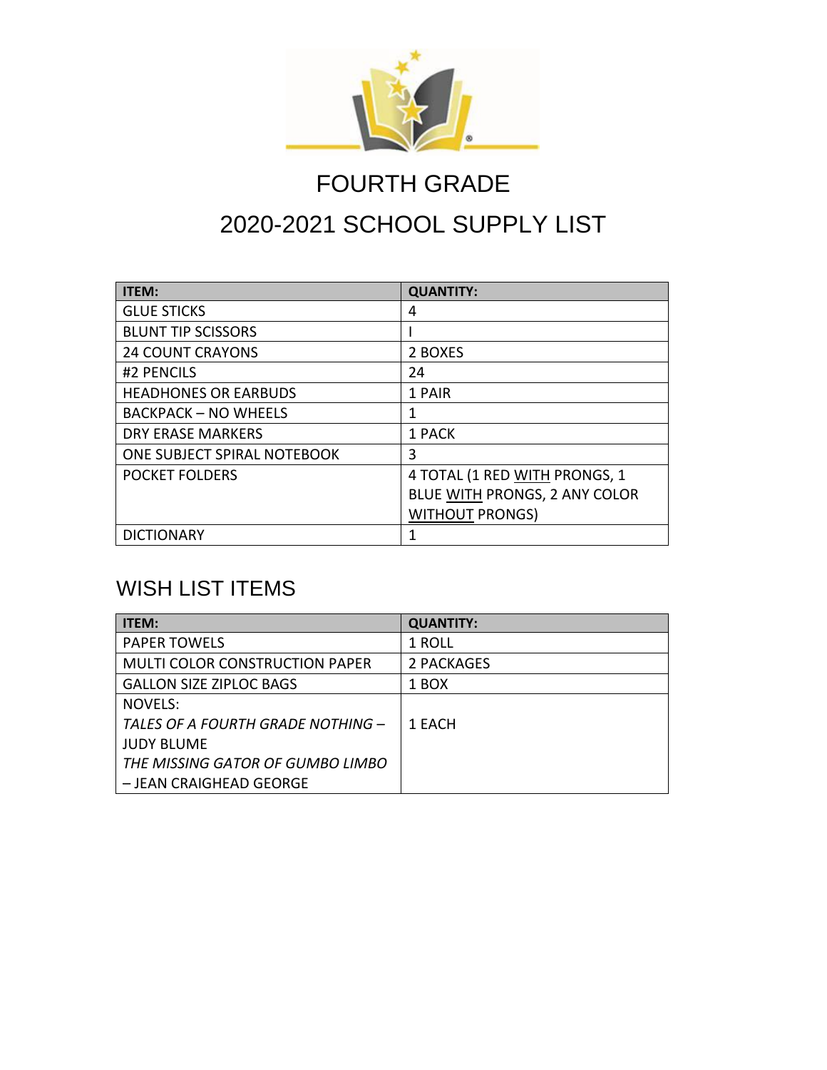# FOURTH GRADE

# 2020-2021 SCHOOL SUPPLY LIST

| ITEM: | QUANTITY: |
| --- | --- |
| GLUE STICKS | 4 |
| BLUNT TIP SCISSORS | I |
| 24 COUNT CRAYONS | 2 BOXES |
| #2 PENCILS | 24 |
| HEADHONES OR EARBUDS | 1 PAIR |
| BACKPACK – NO WHEELS | 1 |
| DRY ERASE MARKERS | 1 PACK |
| ONE SUBJECT SPIRAL NOTEBOOK | 3 |
| POCKET FOLDERS | 4 TOTAL (1 RED WITH PRONGS, 1 BLUE WITH PRONGS, 2 ANY COLOR WITHOUT PRONGS) |
| DICTIONARY | 1 |

## WISH LIST ITEMS

| ITEM: | QUANTITY: |
| --- | --- |
| PAPER TOWELS | 1 ROLL |
| MULTI COLOR CONSTRUCTION PAPER | 2 PACKAGES |
| GALLON SIZE ZIPLOC BAGS | 1 BOX |
| NOVELS: *TALES OF A FOURTH GRADE NOTHING* – JUDY BLUME *THE MISSING GATOR OF GUMBO LIMBO* – JEAN CRAIGHEAD GEORGE | 1 EACH |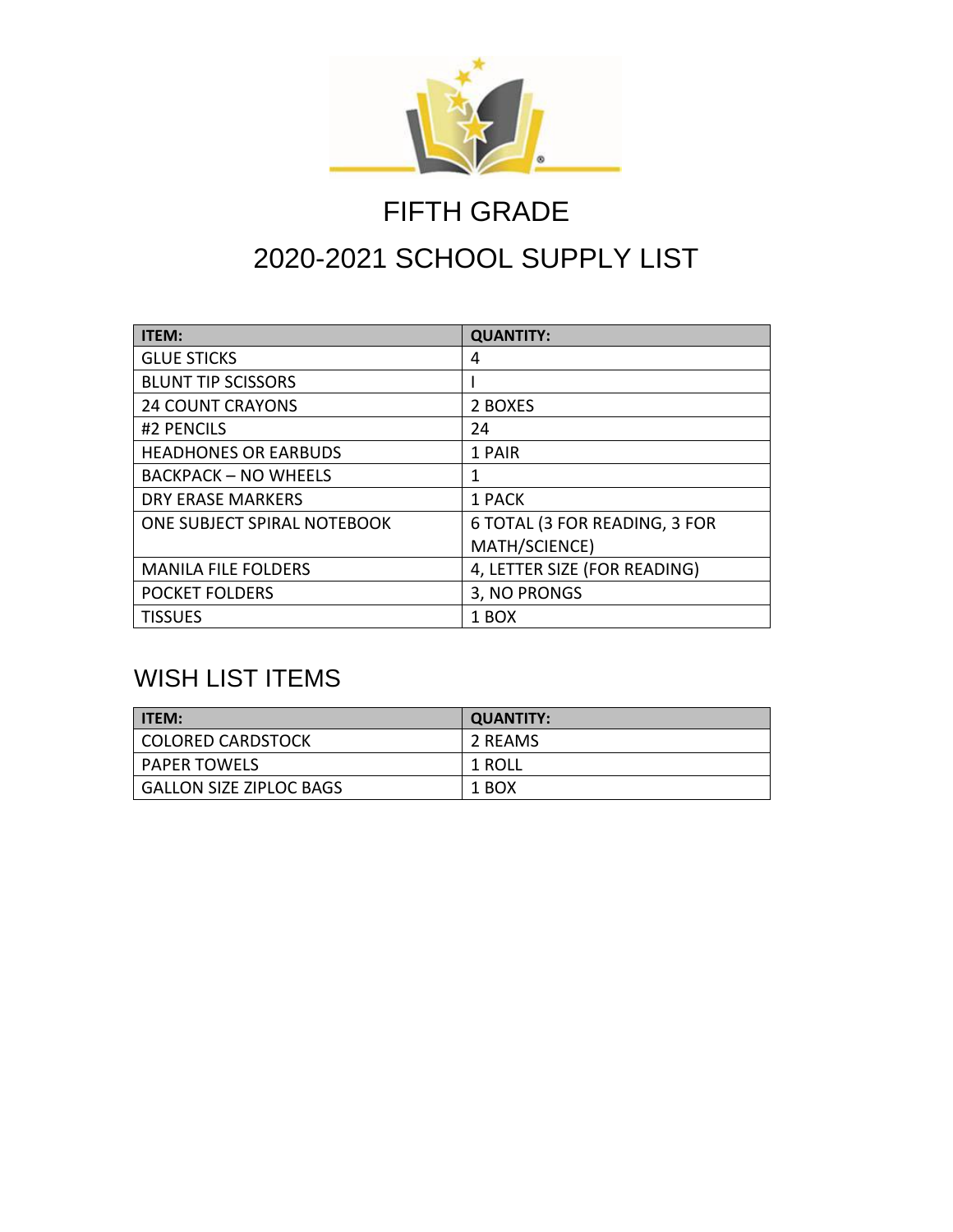# FIFTH GRADE

# 2020-2021 SCHOOL SUPPLY LIST

| ITEM: | QUANTITY: |
|---|---|
| GLUE STICKS | 4 |
| BLUNT TIP SCISSORS | I |
| 24 COUNT CRAYONS | 2 BOXES |
| #2 PENCILS | 24 |
| HEADHONES OR EARBUDS | 1 PAIR |
| BACKPACK – NO WHEELS | 1 |
| DRY ERASE MARKERS | 1 PACK |
| ONE SUBJECT SPIRAL NOTEBOOK | 6 TOTAL (3 FOR READING, 3 FOR MATH/SCIENCE) |
| MANILA FILE FOLDERS | 4, LETTER SIZE (FOR READING) |
| POCKET FOLDERS | 3, NO PRONGS |
| TISSUES | 1 BOX |

## WISH LIST ITEMS

| ITEM: | QUANTITY: |
|---|---|
| COLORED CARDSTOCK | 2 REAMS |
| PAPER TOWELS | 1 ROLL |
| GALLON SIZE ZIPLOC BAGS | 1 BOX |